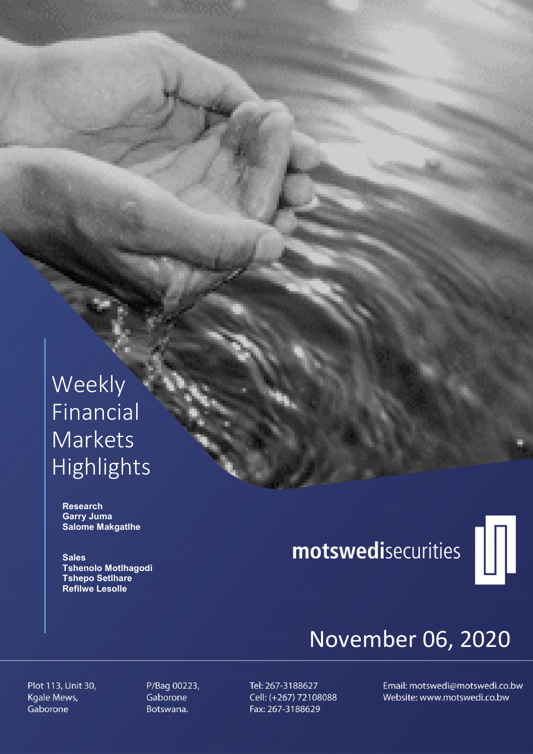# Weekly Financial Markets Highlights

**Research**
**Garry Juma**
**Salome Makgatlhe**

**Sales**
**Tshenolo Motlhagodi**
**Tshepo Setlhare**
**Refilwe Lesolle**

**motswedi**securities

November 06, 2020

Plot 113, Unit 30,
Kgale Mews,
Gaborone

P/Bag 00223,
Gaborone
Botswana.

Tel: 267-3188627
Cell: (+267) 72108088
Fax: 267-3188629

Email: motswedi@motswedi.co.bw
Website: www.motswedi.co.bw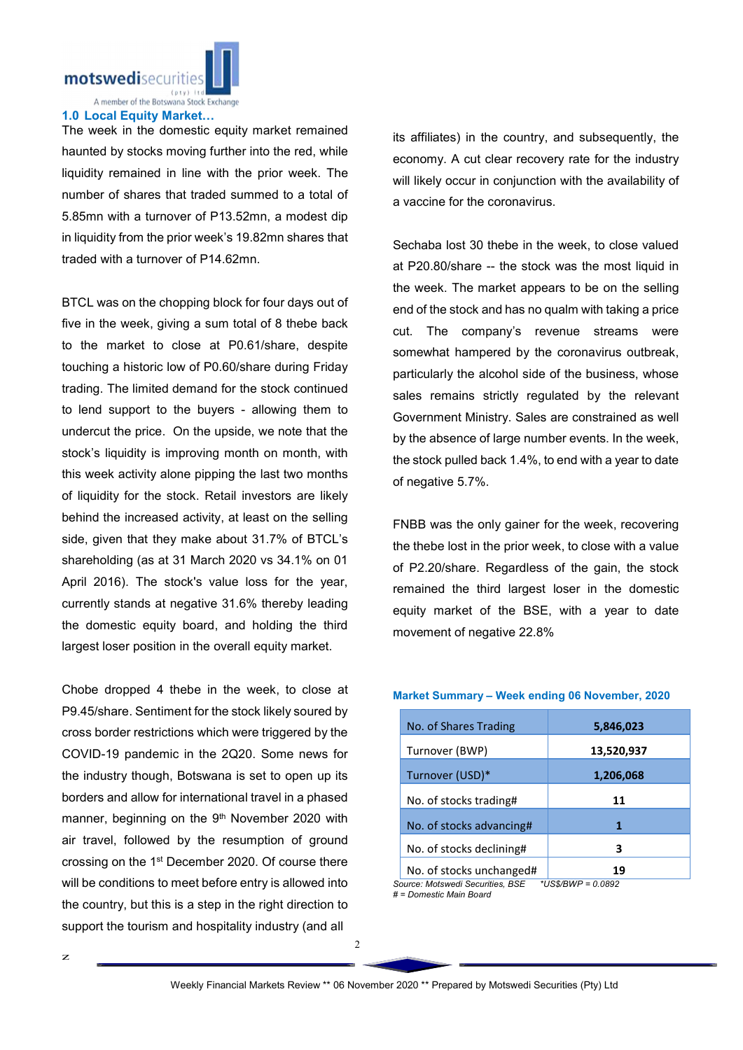## 1.0 Local Equity Market…

The week in the domestic equity market remained haunted by stocks moving further into the red, while liquidity remained in line with the prior week. The number of shares that traded summed to a total of 5.85mn with a turnover of P13.52mn, a modest dip in liquidity from the prior week's 19.82mn shares that traded with a turnover of P14.62mn.

BTCL was on the chopping block for four days out of five in the week, giving a sum total of 8 thebe back to the market to close at P0.61/share, despite touching a historic low of P0.60/share during Friday trading. The limited demand for the stock continued to lend support to the buyers - allowing them to undercut the price. On the upside, we note that the stock's liquidity is improving month on month, with this week activity alone pipping the last two months of liquidity for the stock. Retail investors are likely behind the increased activity, at least on the selling side, given that they make about 31.7% of BTCL's shareholding (as at 31 March 2020 vs 34.1% on 01 April 2016). The stock's value loss for the year, currently stands at negative 31.6% thereby leading the domestic equity board, and holding the third largest loser position in the overall equity market.

Chobe dropped 4 thebe in the week, to close at P9.45/share. Sentiment for the stock likely soured by cross border restrictions which were triggered by the COVID-19 pandemic in the 2Q20. Some news for the industry though, Botswana is set to open up its borders and allow for international travel in a phased manner, beginning on the 9th November 2020 with air travel, followed by the resumption of ground crossing on the 1st December 2020. Of course there will be conditions to meet before entry is allowed into the country, but this is a step in the right direction to support the tourism and hospitality industry (and all its affiliates) in the country, and subsequently, the economy. A cut clear recovery rate for the industry will likely occur in conjunction with the availability of a vaccine for the coronavirus.

Sechaba lost 30 thebe in the week, to close valued at P20.80/share -- the stock was the most liquid in the week. The market appears to be on the selling end of the stock and has no qualm with taking a price cut. The company's revenue streams were somewhat hampered by the coronavirus outbreak, particularly the alcohol side of the business, whose sales remains strictly regulated by the relevant Government Ministry. Sales are constrained as well by the absence of large number events. In the week, the stock pulled back 1.4%, to end with a year to date of negative 5.7%.

FNBB was the only gainer for the week, recovering the thebe lost in the prior week, to close with a value of P2.20/share. Regardless of the gain, the stock remained the third largest loser in the domestic equity market of the BSE, with a year to date movement of negative 22.8%

**Market Summary – Week ending 06 November, 2020**

| No. of Shares Trading | 5,846,023 |
|---|---|
| Turnover (BWP) | 13,520,937 |
| Turnover (USD)* | 1,206,068 |
| No. of stocks trading# | 11 |
| No. of stocks advancing# | 1 |
| No. of stocks declining# | 3 |
| No. of stocks unchanged# | 19 |

*Source: Motswedi Securities, BSE *US$/BWP = 0.0892*
*# = Domestic Main Board*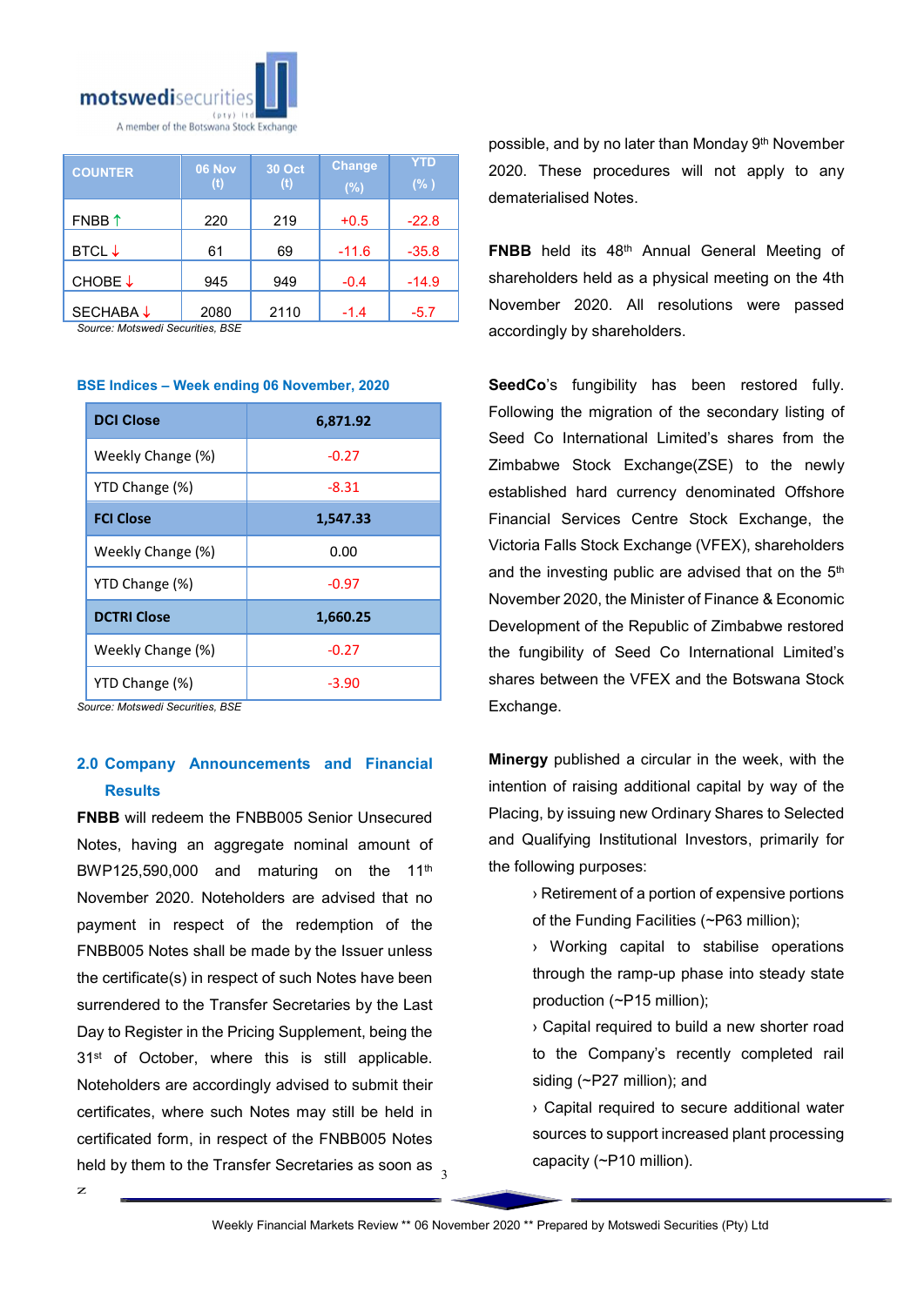| COUNTER | 06 Nov (t) | 30 Oct (t) | Change (%) | YTD (%) |
|---|---|---|---|---|
| FNBB ↑ | 220 | 219 | +0.5 | -22.8 |
| BTCL ↓ | 61 | 69 | -11.6 | -35.8 |
| CHOBE ↓ | 945 | 949 | -0.4 | -14.9 |
| SECHABA ↓ | 2080 | 2110 | -1.4 | -5.7 |

*Source: Motswedi Securities, BSE*

**BSE Indices – Week ending 06 November, 2020**

| DCI Close | 6,871.92 |
|---|---|
| Weekly Change (%) | -0.27 |
| YTD Change (%) | -8.31 |
| **FCI Close** | **1,547.33** |
| Weekly Change (%) | 0.00 |
| YTD Change (%) | -0.97 |
| **DCTRI Close** | **1,660.25** |
| Weekly Change (%) | -0.27 |
| YTD Change (%) | -3.90 |

*Source: Motswedi Securities, BSE*

## 2.0 Company Announcements and Financial Results

**FNBB** will redeem the FNBB005 Senior Unsecured Notes, having an aggregate nominal amount of BWP125,590,000 and maturing on the 11th November 2020. Noteholders are advised that no payment in respect of the redemption of the FNBB005 Notes shall be made by the Issuer unless the certificate(s) in respect of such Notes have been surrendered to the Transfer Secretaries by the Last Day to Register in the Pricing Supplement, being the 31st of October, where this is still applicable. Noteholders are accordingly advised to submit their certificates, where such Notes may still be held in certificated form, in respect of the FNBB005 Notes held by them to the Transfer Secretaries as soon as possible, and by no later than Monday 9th November 2020. These procedures will not apply to any dematerialised Notes.

**FNBB** held its 48th Annual General Meeting of shareholders held as a physical meeting on the 4th November 2020. All resolutions were passed accordingly by shareholders.

**SeedCo**'s fungibility has been restored fully. Following the migration of the secondary listing of Seed Co International Limited's shares from the Zimbabwe Stock Exchange(ZSE) to the newly established hard currency denominated Offshore Financial Services Centre Stock Exchange, the Victoria Falls Stock Exchange (VFEX), shareholders and the investing public are advised that on the 5th November 2020, the Minister of Finance & Economic Development of the Republic of Zimbabwe restored the fungibility of Seed Co International Limited's shares between the VFEX and the Botswana Stock Exchange.

**Minergy** published a circular in the week, with the intention of raising additional capital by way of the Placing, by issuing new Ordinary Shares to Selected and Qualifying Institutional Investors, primarily for the following purposes:

- Retirement of a portion of expensive portions of the Funding Facilities (~P63 million);
- Working capital to stabilise operations through the ramp-up phase into steady state production (~P15 million);
- Capital required to build a new shorter road to the Company's recently completed rail siding (~P27 million); and
- Capital required to secure additional water sources to support increased plant processing capacity (~P10 million).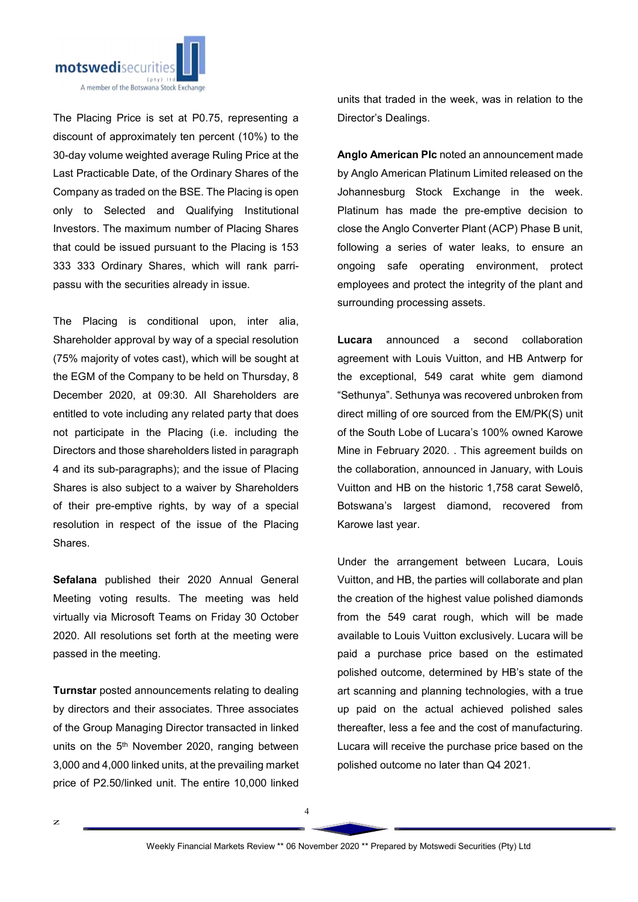The Placing Price is set at P0.75, representing a discount of approximately ten percent (10%) to the 30-day volume weighted average Ruling Price at the Last Practicable Date, of the Ordinary Shares of the Company as traded on the BSE. The Placing is open only to Selected and Qualifying Institutional Investors. The maximum number of Placing Shares that could be issued pursuant to the Placing is 153 333 333 Ordinary Shares, which will rank parri-passu with the securities already in issue.

The Placing is conditional upon, inter alia, Shareholder approval by way of a special resolution (75% majority of votes cast), which will be sought at the EGM of the Company to be held on Thursday, 8 December 2020, at 09:30. All Shareholders are entitled to vote including any related party that does not participate in the Placing (i.e. including the Directors and those shareholders listed in paragraph 4 and its sub-paragraphs); and the issue of Placing Shares is also subject to a waiver by Shareholders of their pre-emptive rights, by way of a special resolution in respect of the issue of the Placing Shares.

**Sefalana** published their 2020 Annual General Meeting voting results. The meeting was held virtually via Microsoft Teams on Friday 30 October 2020. All resolutions set forth at the meeting were passed in the meeting.

**Turnstar** posted announcements relating to dealing by directors and their associates. Three associates of the Group Managing Director transacted in linked units on the 5th November 2020, ranging between 3,000 and 4,000 linked units, at the prevailing market price of P2.50/linked unit. The entire 10,000 linked units that traded in the week, was in relation to the Director's Dealings.

**Anglo American Plc** noted an announcement made by Anglo American Platinum Limited released on the Johannesburg Stock Exchange in the week. Platinum has made the pre-emptive decision to close the Anglo Converter Plant (ACP) Phase B unit, following a series of water leaks, to ensure an ongoing safe operating environment, protect employees and protect the integrity of the plant and surrounding processing assets.

**Lucara** announced a second collaboration agreement with Louis Vuitton, and HB Antwerp for the exceptional, 549 carat white gem diamond "Sethunya". Sethunya was recovered unbroken from direct milling of ore sourced from the EM/PK(S) unit of the South Lobe of Lucara's 100% owned Karowe Mine in February 2020. . This agreement builds on the collaboration, announced in January, with Louis Vuitton and HB on the historic 1,758 carat Sewelô, Botswana's largest diamond, recovered from Karowe last year.

Under the arrangement between Lucara, Louis Vuitton, and HB, the parties will collaborate and plan the creation of the highest value polished diamonds from the 549 carat rough, which will be made available to Louis Vuitton exclusively. Lucara will be paid a purchase price based on the estimated polished outcome, determined by HB's state of the art scanning and planning technologies, with a true up paid on the actual achieved polished sales thereafter, less a fee and the cost of manufacturing. Lucara will receive the purchase price based on the polished outcome no later than Q4 2021.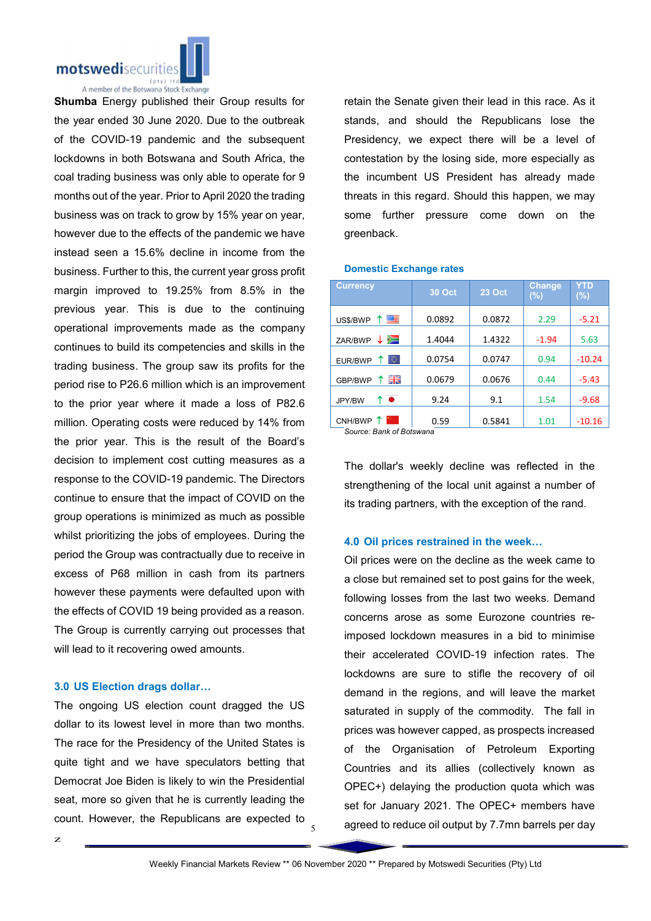**Shumba** Energy published their Group results for the year ended 30 June 2020. Due to the outbreak of the COVID-19 pandemic and the subsequent lockdowns in both Botswana and South Africa, the coal trading business was only able to operate for 9 months out of the year. Prior to April 2020 the trading business was on track to grow by 15% year on year, however due to the effects of the pandemic we have instead seen a 15.6% decline in income from the business. Further to this, the current year gross profit margin improved to 19.25% from 8.5% in the previous year. This is due to the continuing operational improvements made as the company continues to build its competencies and skills in the trading business. The group saw its profits for the period rise to P26.6 million which is an improvement to the prior year where it made a loss of P82.6 million. Operating costs were reduced by 14% from the prior year. This is the result of the Board's decision to implement cost cutting measures as a response to the COVID-19 pandemic. The Directors continue to ensure that the impact of COVID on the group operations is minimized as much as possible whilst prioritizing the jobs of employees. During the period the Group was contractually due to receive in excess of P68 million in cash from its partners however these payments were defaulted upon with the effects of COVID 19 being provided as a reason. The Group is currently carrying out processes that will lead to it recovering owed amounts.

### 3.0 US Election drags dollar…

The ongoing US election count dragged the US dollar to its lowest level in more than two months. The race for the Presidency of the United States is quite tight and we have speculators betting that Democrat Joe Biden is likely to win the Presidential seat, more so given that he is currently leading the count. However, the Republicans are expected to retain the Senate given their lead in this race. As it stands, and should the Republicans lose the Presidency, we expect there will be a level of contestation by the losing side, more especially as the incumbent US President has already made threats in this regard. Should this happen, we may some further pressure come down on the greenback.

**Domestic Exchange rates**

| Currency | 30 Oct | 23 Oct | Change (%) | YTD (%) |
|---|---|---|---|---|
| US$/BWP ↑ | 0.0892 | 0.0872 | 2.29 | -5.21 |
| ZAR/BWP ↓ | 1.4044 | 1.4322 | -1.94 | 5.63 |
| EUR/BWP ↑ | 0.0754 | 0.0747 | 0.94 | -10.24 |
| GBP/BWP ↑ | 0.0679 | 0.0676 | 0.44 | -5.43 |
| JPY/BW ↑ | 9.24 | 9.1 | 1.54 | -9.68 |
| CNH/BWP ↑ | 0.59 | 0.5841 | 1.01 | -10.16 |

*Source: Bank of Botswana*

The dollar's weekly decline was reflected in the strengthening of the local unit against a number of its trading partners, with the exception of the rand.

### 4.0 Oil prices restrained in the week…

Oil prices were on the decline as the week came to a close but remained set to post gains for the week, following losses from the last two weeks. Demand concerns arose as some Eurozone countries re-imposed lockdown measures in a bid to minimise their accelerated COVID-19 infection rates. The lockdowns are sure to stifle the recovery of oil demand in the regions, and will leave the market saturated in supply of the commodity. The fall in prices was however capped, as prospects increased of the Organisation of Petroleum Exporting Countries and its allies (collectively known as OPEC+) delaying the production quota which was set for January 2021. The OPEC+ members have agreed to reduce oil output by 7.7mn barrels per day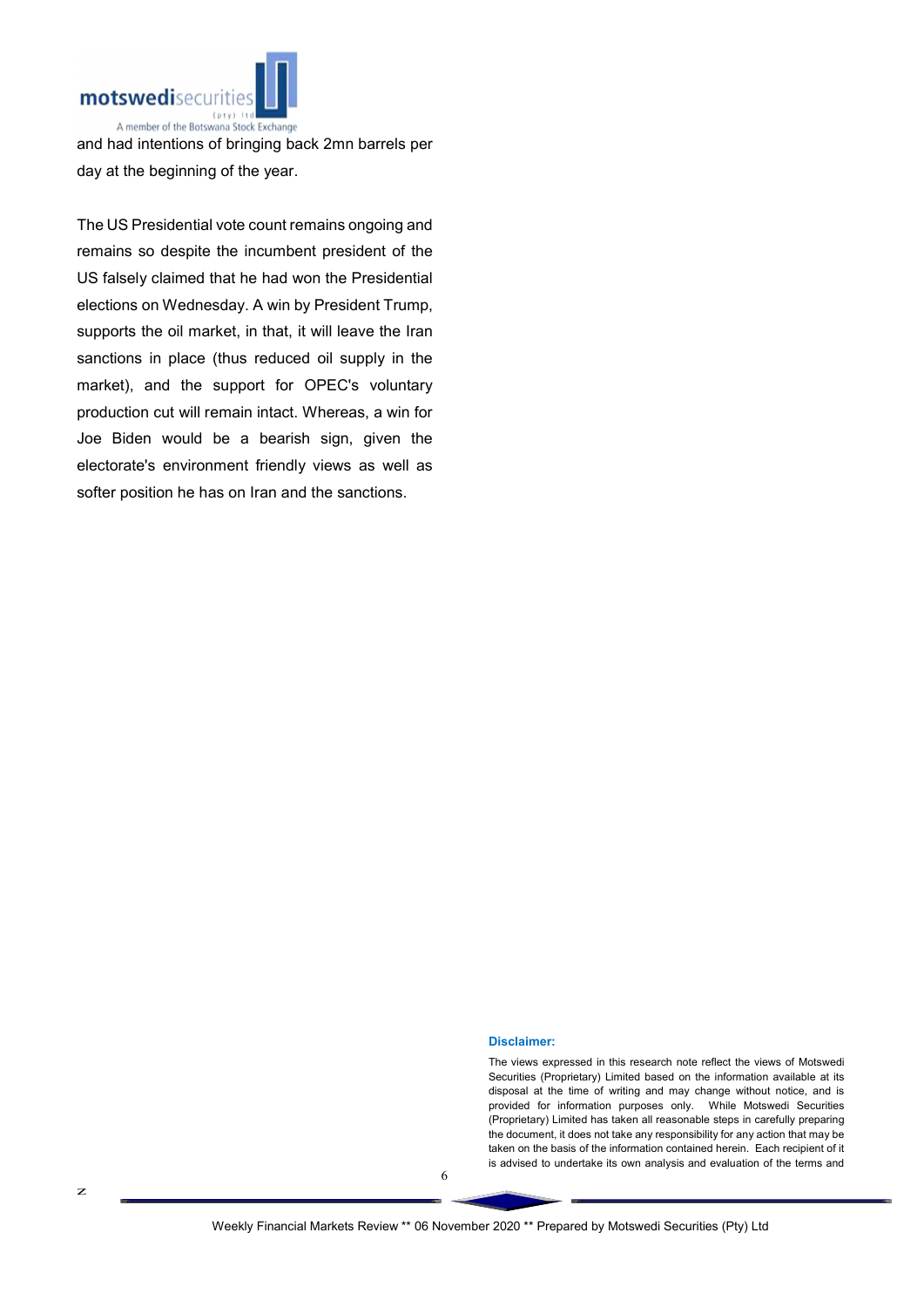and had intentions of bringing back 2mn barrels per day at the beginning of the year.

The US Presidential vote count remains ongoing and remains so despite the incumbent president of the US falsely claimed that he had won the Presidential elections on Wednesday. A win by President Trump, supports the oil market, in that, it will leave the Iran sanctions in place (thus reduced oil supply in the market), and the support for OPEC's voluntary production cut will remain intact. Whereas, a win for Joe Biden would be a bearish sign, given the electorate's environment friendly views as well as softer position he has on Iran and the sanctions.

**Disclaimer:**

The views expressed in this research note reflect the views of Motswedi Securities (Proprietary) Limited based on the information available at its disposal at the time of writing and may change without notice, and is provided for information purposes only. While Motswedi Securities (Proprietary) Limited has taken all reasonable steps in carefully preparing the document, it does not take any responsibility for any action that may be taken on the basis of the information contained herein. Each recipient of it is advised to undertake its own analysis and evaluation of the terms and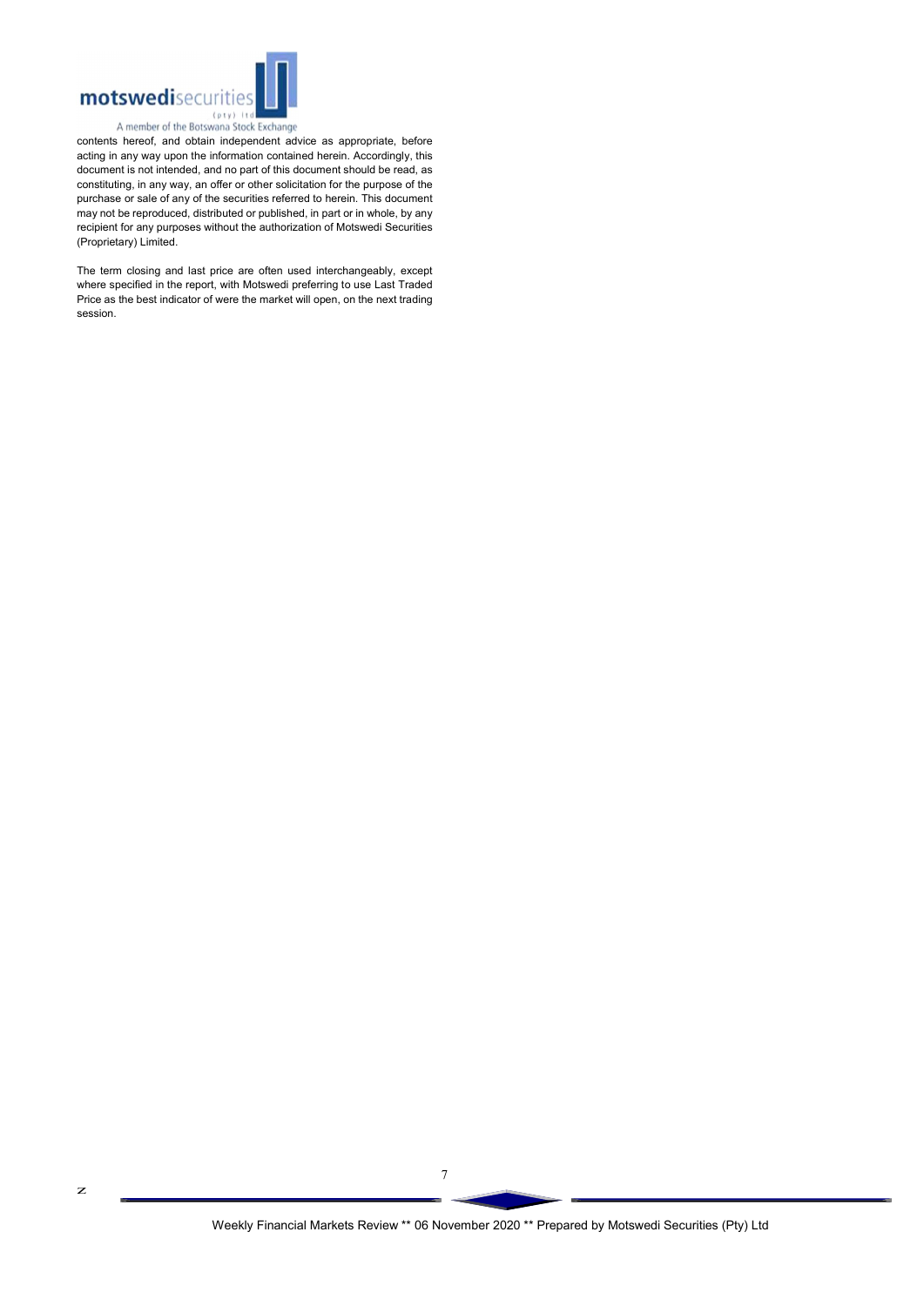contents hereof, and obtain independent advice as appropriate, before acting in any way upon the information contained herein. Accordingly, this document is not intended, and no part of this document should be read, as constituting, in any way, an offer or other solicitation for the purpose of the purchase or sale of any of the securities referred to herein. This document may not be reproduced, distributed or published, in part or in whole, by any recipient for any purposes without the authorization of Motswedi Securities (Proprietary) Limited.

The term closing and last price are often used interchangeably, except where specified in the report, with Motswedi preferring to use Last Traded Price as the best indicator of were the market will open, on the next trading session.